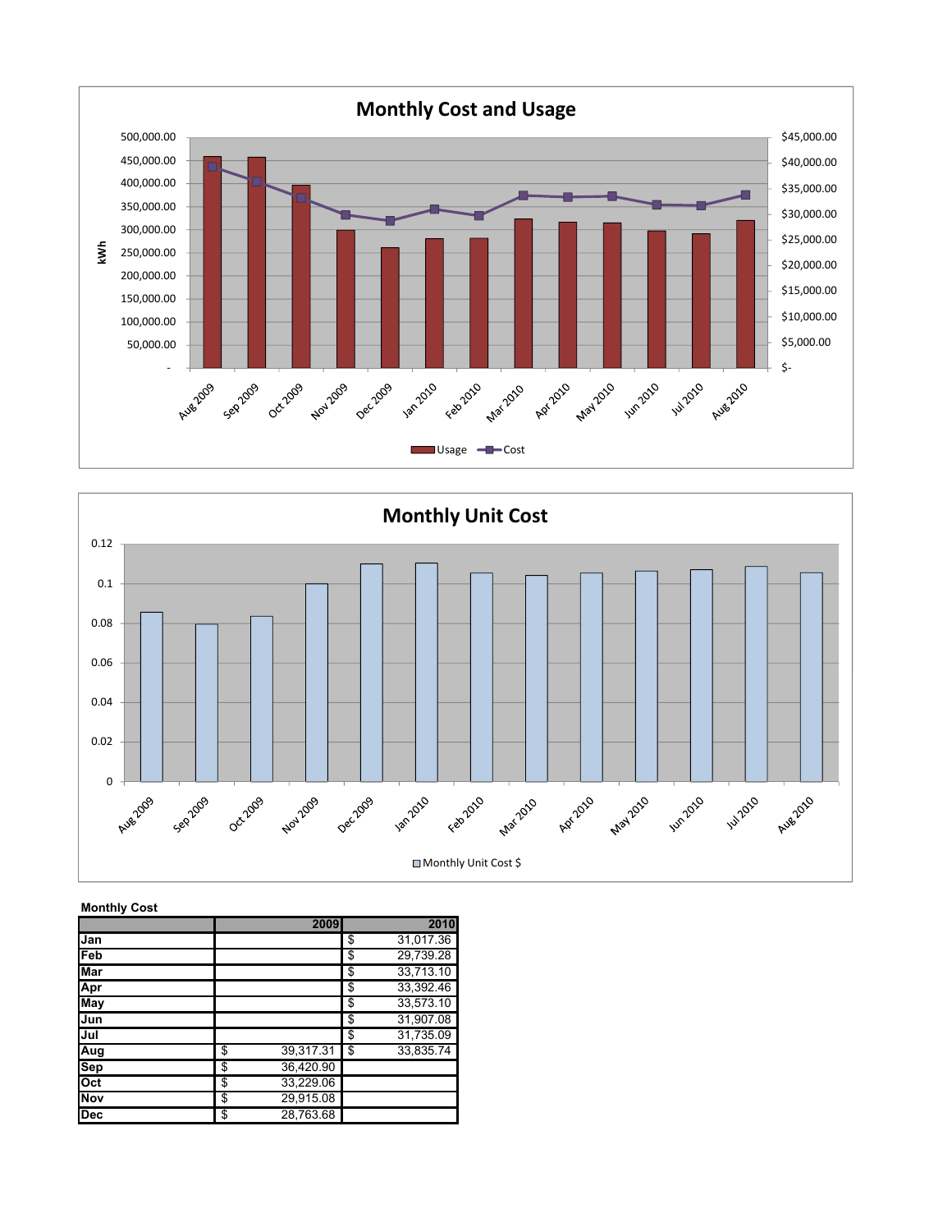## Monthly Cost and Usage

kWh

Usage — Cost

## Monthly Unit Cost

Monthly Unit Cost $

**Monthly Cost**

| | 2009 | 2010 |
|---|---|---|
| Jan | | $ 31,017.36 |
| Feb | | $ 29,739.28 |
| Mar | | $ 33,713.10 |
| Apr | | $ 33,392.46 |
| May | | $ 33,573.10 |
| Jun | | $ 31,907.08 |
| Jul | | $ 31,735.09 |
| Aug | $ 39,317.31 | $ 33,835.74 |
| Sep | $ 36,420.90 | |
| Oct | $ 33,229.06 | |
| Nov | $ 29,915.08 | |
| Dec | $ 28,763.68 | |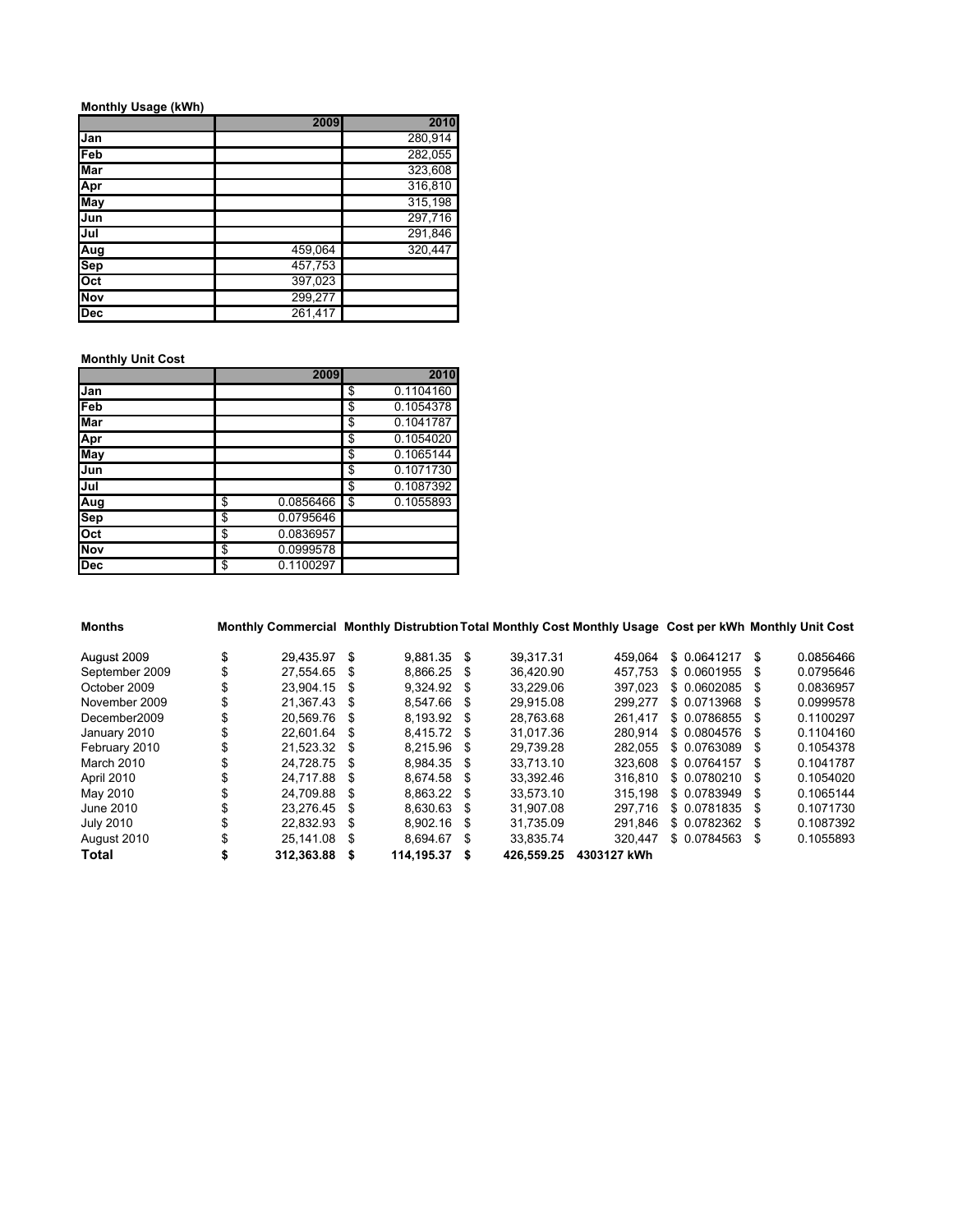**Monthly Usage (kWh)**

| | 2009 | 2010 |
|---|---|---|
| Jan | | 280,914 |
| Feb | | 282,055 |
| Mar | | 323,608 |
| Apr | | 316,810 |
| May | | 315,198 |
| Jun | | 297,716 |
| Jul | | 291,846 |
| Aug | 459,064 | 320,447 |
| Sep | 457,753 | |
| Oct | 397,023 | |
| Nov | 299,277 | |
| Dec | 261,417 | |

**Monthly Unit Cost**

| | 2009 | 2010 |
|---|---|---|
| Jan | | $ 0.1104160 |
| Feb | | $ 0.1054378 |
| Mar | | $ 0.1041787 |
| Apr | | $ 0.1054020 |
| May | | $ 0.1065144 |
| Jun | | $ 0.1071730 |
| Jul | | $ 0.1087392 |
| Aug | $ 0.0856466 | $ 0.1055893 |
| Sep | $ 0.0795646 | |
| Oct | $ 0.0836957 | |
| Nov | $ 0.0999578 | |
| Dec | $ 0.1100297 | |

| Months | Monthly Commercial | Monthly Distrubtion | Total Monthly Cost | Monthly Usage | Cost per kWh | Monthly Unit Cost |
|---|---|---|---|---|---|---|
| August 2009 | $ 29,435.97 | $ 9,881.35 | $ 39,317.31 | 459,064 | $ 0.0641217 | $ 0.0856466 |
| September 2009 | $ 27,554.65 | $ 8,866.25 | $ 36,420.90 | 457,753 | $ 0.0601955 | $ 0.0795646 |
| October 2009 | $ 23,904.15 | $ 9,324.92 | $ 33,229.06 | 397,023 | $ 0.0602085 | $ 0.0836957 |
| November 2009 | $ 21,367.43 | $ 8,547.66 | $ 29,915.08 | 299,277 | $ 0.0713968 | $ 0.0999578 |
| December2009 | $ 20,569.76 | $ 8,193.92 | $ 28,763.68 | 261,417 | $ 0.0786855 | $ 0.1100297 |
| January 2010 | $ 22,601.64 | $ 8,415.72 | $ 31,017.36 | 280,914 | $ 0.0804576 | $ 0.1104160 |
| February 2010 | $ 21,523.32 | $ 8,215.96 | $ 29,739.28 | 282,055 | $ 0.0763089 | $ 0.1054378 |
| March 2010 | $ 24,728.75 | $ 8,984.35 | $ 33,713.10 | 323,608 | $ 0.0764157 | $ 0.1041787 |
| April 2010 | $ 24,717.88 | $ 8,674.58 | $ 33,392.46 | 316,810 | $ 0.0780210 | $ 0.1054020 |
| May 2010 | $ 24,709.88 | $ 8,863.22 | $ 33,573.10 | 315,198 | $ 0.0783949 | $ 0.1065144 |
| June 2010 | $ 23,276.45 | $ 8,630.63 | $ 31,907.08 | 297,716 | $ 0.0781835 | $ 0.1071730 |
| July 2010 | $ 22,832.93 | $ 8,902.16 | $ 31,735.09 | 291,846 | $ 0.0782362 | $ 0.1087392 |
| August 2010 | $ 25,141.08 | $ 8,694.67 | $ 33,835.74 | 320,447 | $ 0.0784563 | $ 0.1055893 |
| **Total** | **$ 312,363.88** | **$ 114,195.37** | **$ 426,559.25** | **4303127 kWh** | | |